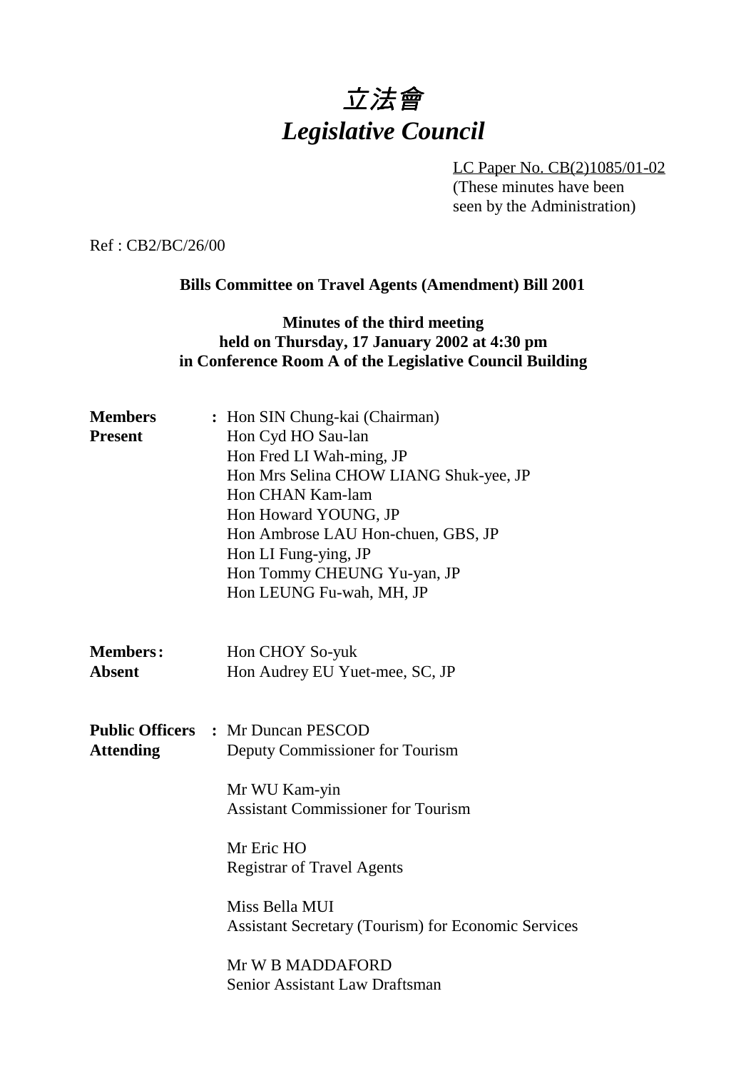# *立法會*
# *Legislative Council*

LC Paper No. CB(2)1085/01-02
(These minutes have been seen by the Administration)

Ref : CB2/BC/26/00

**Bills Committee on Travel Agents (Amendment) Bill 2001**

**Minutes of the third meeting held on Thursday, 17 January 2002 at 4:30 pm in Conference Room A of the Legislative Council Building**

**Members Present** : Hon SIN Chung-kai (Chairman)
Hon Cyd HO Sau-lan
Hon Fred LI Wah-ming, JP
Hon Mrs Selina CHOW LIANG Shuk-yee, JP
Hon CHAN Kam-lam
Hon Howard YOUNG, JP
Hon Ambrose LAU Hon-chuen, GBS, JP
Hon LI Fung-ying, JP
Hon Tommy CHEUNG Yu-yan, JP
Hon LEUNG Fu-wah, MH, JP

**Members: Absent** Hon CHOY So-yuk
Hon Audrey EU Yuet-mee, SC, JP

**Public Officers Attending** : Mr Duncan PESCOD
Deputy Commissioner for Tourism

Mr WU Kam-yin
Assistant Commissioner for Tourism

Mr Eric HO
Registrar of Travel Agents

Miss Bella MUI
Assistant Secretary (Tourism) for Economic Services

Mr W B MADDAFORD
Senior Assistant Law Draftsman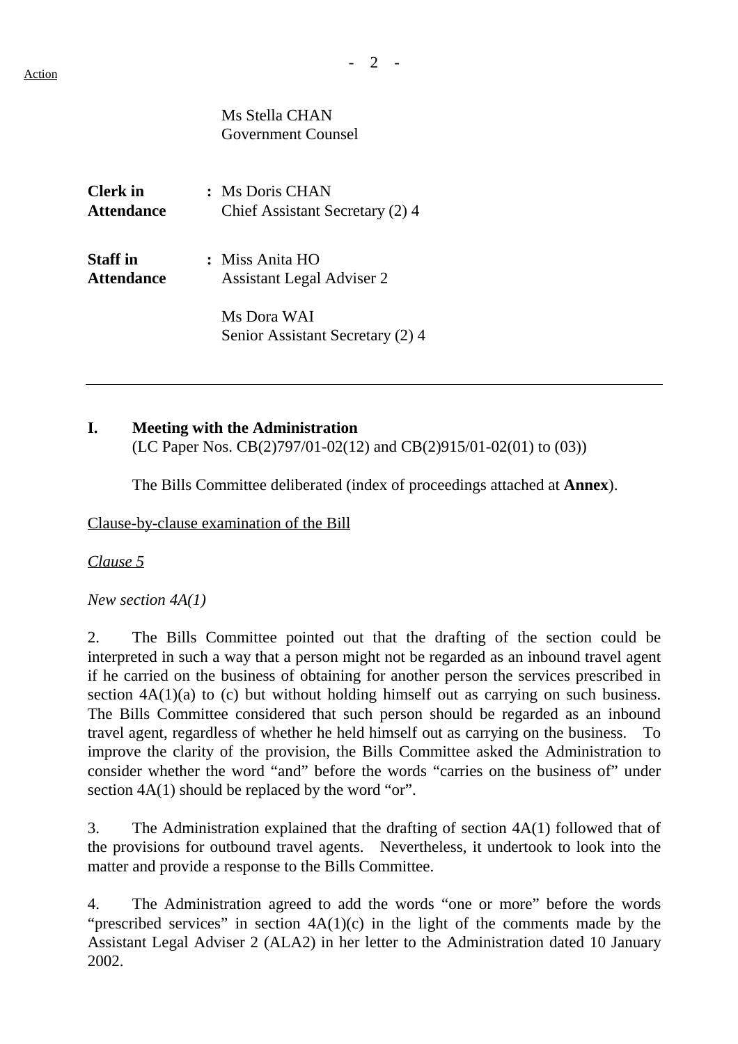Ms Stella CHAN
Government Counsel

**Clerk in Attendance** : Ms Doris CHAN
Chief Assistant Secretary (2) 4

**Staff in Attendance** : Miss Anita HO
Assistant Legal Adviser 2

Ms Dora WAI
Senior Assistant Secretary (2) 4

---

## I. Meeting with the Administration

(LC Paper Nos. CB(2)797/01-02(12) and CB(2)915/01-02(01) to (03))

The Bills Committee deliberated (index of proceedings attached at **Annex**).

Clause-by-clause examination of the Bill

*Clause 5*

*New section 4A(1)*

2. The Bills Committee pointed out that the drafting of the section could be interpreted in such a way that a person might not be regarded as an inbound travel agent if he carried on the business of obtaining for another person the services prescribed in section 4A(1)(a) to (c) but without holding himself out as carrying on such business. The Bills Committee considered that such person should be regarded as an inbound travel agent, regardless of whether he held himself out as carrying on the business. To improve the clarity of the provision, the Bills Committee asked the Administration to consider whether the word "and" before the words "carries on the business of" under section 4A(1) should be replaced by the word "or".

3. The Administration explained that the drafting of section 4A(1) followed that of the provisions for outbound travel agents. Nevertheless, it undertook to look into the matter and provide a response to the Bills Committee.

4. The Administration agreed to add the words "one or more" before the words "prescribed services" in section 4A(1)(c) in the light of the comments made by the Assistant Legal Adviser 2 (ALA2) in her letter to the Administration dated 10 January 2002.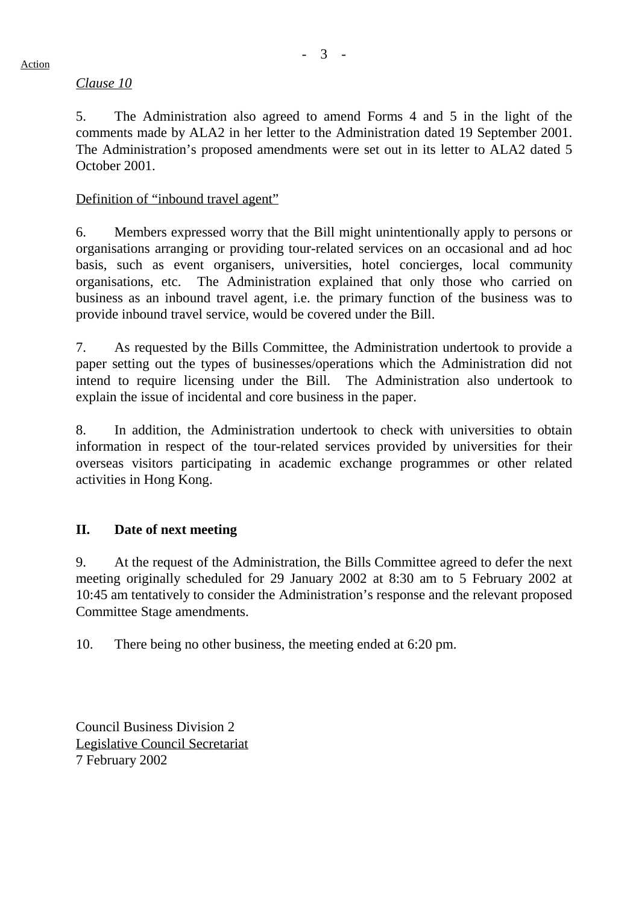Action

*Clause 10*

5. The Administration also agreed to amend Forms 4 and 5 in the light of the comments made by ALA2 in her letter to the Administration dated 19 September 2001. The Administration's proposed amendments were set out in its letter to ALA2 dated 5 October 2001.

Definition of "inbound travel agent"

6. Members expressed worry that the Bill might unintentionally apply to persons or organisations arranging or providing tour-related services on an occasional and ad hoc basis, such as event organisers, universities, hotel concierges, local community organisations, etc. The Administration explained that only those who carried on business as an inbound travel agent, i.e. the primary function of the business was to provide inbound travel service, would be covered under the Bill.

7. As requested by the Bills Committee, the Administration undertook to provide a paper setting out the types of businesses/operations which the Administration did not intend to require licensing under the Bill. The Administration also undertook to explain the issue of incidental and core business in the paper.

8. In addition, the Administration undertook to check with universities to obtain information in respect of the tour-related services provided by universities for their overseas visitors participating in academic exchange programmes or other related activities in Hong Kong.

## II. Date of next meeting

9. At the request of the Administration, the Bills Committee agreed to defer the next meeting originally scheduled for 29 January 2002 at 8:30 am to 5 February 2002 at 10:45 am tentatively to consider the Administration's response and the relevant proposed Committee Stage amendments.

10. There being no other business, the meeting ended at 6:20 pm.

Council Business Division 2
Legislative Council Secretariat
7 February 2002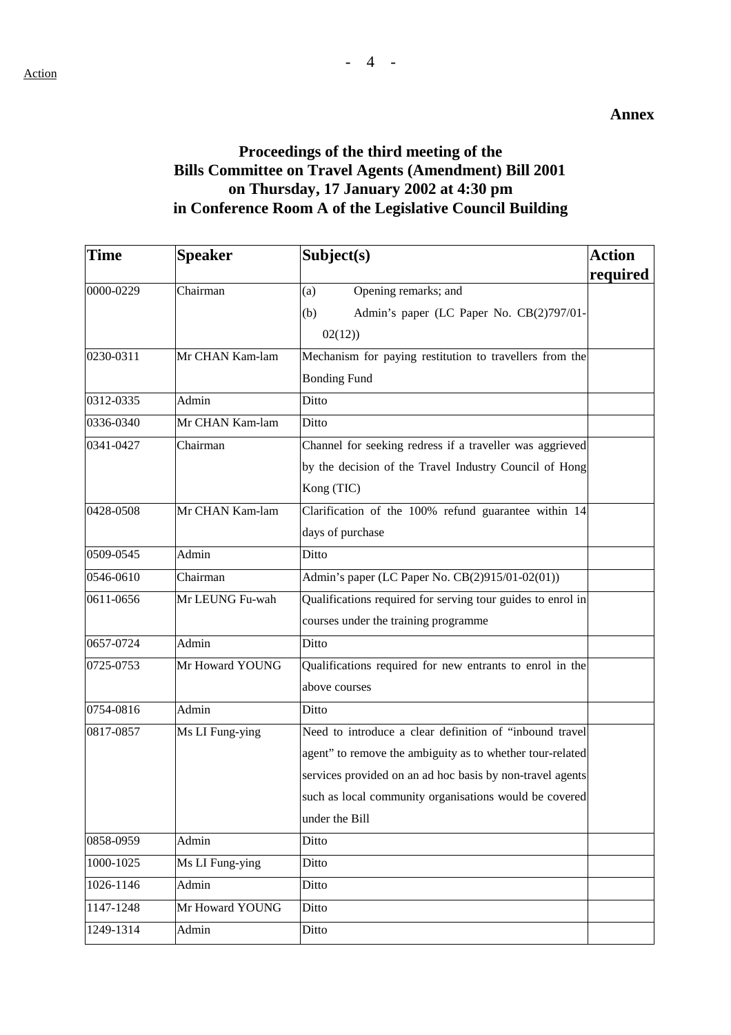**Annex**

# Proceedings of the third meeting of the Bills Committee on Travel Agents (Amendment) Bill 2001 on Thursday, 17 January 2002 at 4:30 pm in Conference Room A of the Legislative Council Building

| Time | Speaker | Subject(s) | Action required |
|---|---|---|---|
| 0000-0229 | Chairman | (a) Opening remarks; and<br>(b) Admin's paper (LC Paper No. CB(2)797/01-02(12)) | |
| 0230-0311 | Mr CHAN Kam-lam | Mechanism for paying restitution to travellers from the Bonding Fund | |
| 0312-0335 | Admin | Ditto | |
| 0336-0340 | Mr CHAN Kam-lam | Ditto | |
| 0341-0427 | Chairman | Channel for seeking redress if a traveller was aggrieved by the decision of the Travel Industry Council of Hong Kong (TIC) | |
| 0428-0508 | Mr CHAN Kam-lam | Clarification of the 100% refund guarantee within 14 days of purchase | |
| 0509-0545 | Admin | Ditto | |
| 0546-0610 | Chairman | Admin's paper (LC Paper No. CB(2)915/01-02(01)) | |
| 0611-0656 | Mr LEUNG Fu-wah | Qualifications required for serving tour guides to enrol in courses under the training programme | |
| 0657-0724 | Admin | Ditto | |
| 0725-0753 | Mr Howard YOUNG | Qualifications required for new entrants to enrol in the above courses | |
| 0754-0816 | Admin | Ditto | |
| 0817-0857 | Ms LI Fung-ying | Need to introduce a clear definition of "inbound travel agent" to remove the ambiguity as to whether tour-related services provided on an ad hoc basis by non-travel agents such as local community organisations would be covered under the Bill | |
| 0858-0959 | Admin | Ditto | |
| 1000-1025 | Ms LI Fung-ying | Ditto | |
| 1026-1146 | Admin | Ditto | |
| 1147-1248 | Mr Howard YOUNG | Ditto | |
| 1249-1314 | Admin | Ditto | |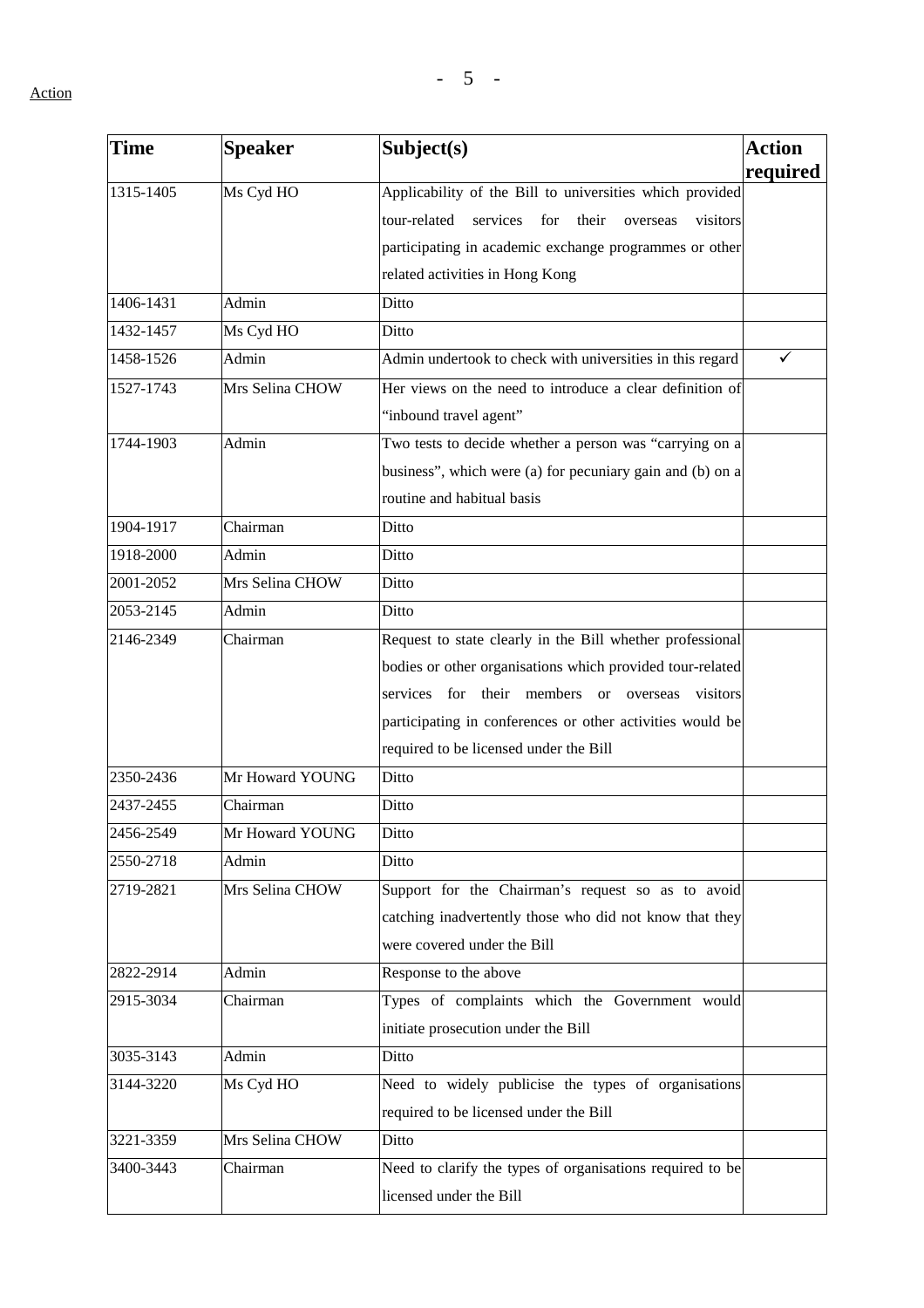Action

| Time | Speaker | Subject(s) | Action required |
|---|---|---|---|
| 1315-1405 | Ms Cyd HO | Applicability of the Bill to universities which provided tour-related services for their overseas visitors participating in academic exchange programmes or other related activities in Hong Kong | |
| 1406-1431 | Admin | Ditto | |
| 1432-1457 | Ms Cyd HO | Ditto | |
| 1458-1526 | Admin | Admin undertook to check with universities in this regard | ✓ |
| 1527-1743 | Mrs Selina CHOW | Her views on the need to introduce a clear definition of "inbound travel agent" | |
| 1744-1903 | Admin | Two tests to decide whether a person was "carrying on a business", which were (a) for pecuniary gain and (b) on a routine and habitual basis | |
| 1904-1917 | Chairman | Ditto | |
| 1918-2000 | Admin | Ditto | |
| 2001-2052 | Mrs Selina CHOW | Ditto | |
| 2053-2145 | Admin | Ditto | |
| 2146-2349 | Chairman | Request to state clearly in the Bill whether professional bodies or other organisations which provided tour-related services for their members or overseas visitors participating in conferences or other activities would be required to be licensed under the Bill | |
| 2350-2436 | Mr Howard YOUNG | Ditto | |
| 2437-2455 | Chairman | Ditto | |
| 2456-2549 | Mr Howard YOUNG | Ditto | |
| 2550-2718 | Admin | Ditto | |
| 2719-2821 | Mrs Selina CHOW | Support for the Chairman's request so as to avoid catching inadvertently those who did not know that they were covered under the Bill | |
| 2822-2914 | Admin | Response to the above | |
| 2915-3034 | Chairman | Types of complaints which the Government would initiate prosecution under the Bill | |
| 3035-3143 | Admin | Ditto | |
| 3144-3220 | Ms Cyd HO | Need to widely publicise the types of organisations required to be licensed under the Bill | |
| 3221-3359 | Mrs Selina CHOW | Ditto | |
| 3400-3443 | Chairman | Need to clarify the types of organisations required to be licensed under the Bill | |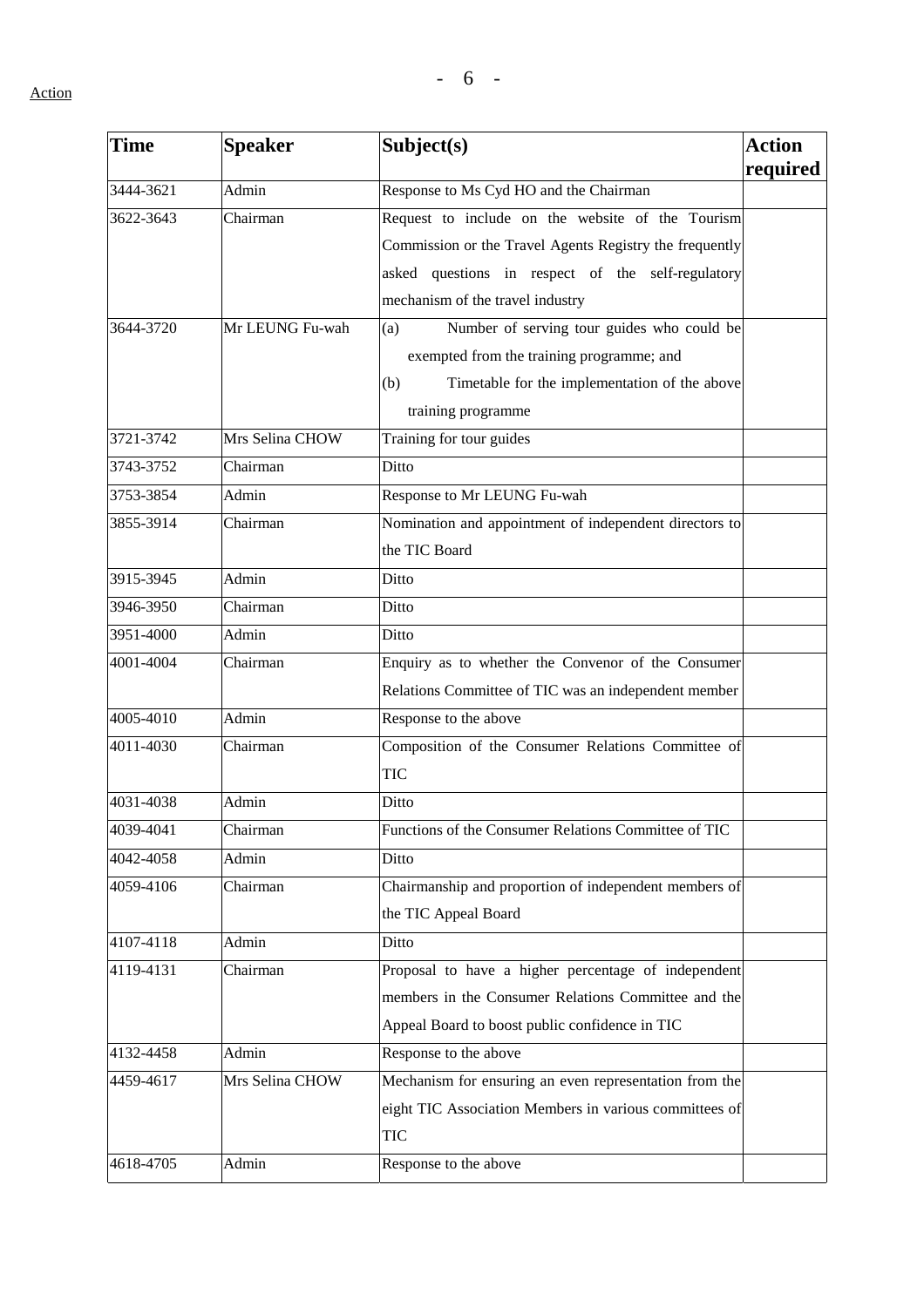Action

| Time | Speaker | Subject(s) | Action required |
|---|---|---|---|
| 3444-3621 | Admin | Response to Ms Cyd HO and the Chairman | |
| 3622-3643 | Chairman | Request to include on the website of the Tourism Commission or the Travel Agents Registry the frequently asked questions in respect of the self-regulatory mechanism of the travel industry | |
| 3644-3720 | Mr LEUNG Fu-wah | (a) Number of serving tour guides who could be exempted from the training programme; and (b) Timetable for the implementation of the above training programme | |
| 3721-3742 | Mrs Selina CHOW | Training for tour guides | |
| 3743-3752 | Chairman | Ditto | |
| 3753-3854 | Admin | Response to Mr LEUNG Fu-wah | |
| 3855-3914 | Chairman | Nomination and appointment of independent directors to the TIC Board | |
| 3915-3945 | Admin | Ditto | |
| 3946-3950 | Chairman | Ditto | |
| 3951-4000 | Admin | Ditto | |
| 4001-4004 | Chairman | Enquiry as to whether the Convenor of the Consumer Relations Committee of TIC was an independent member | |
| 4005-4010 | Admin | Response to the above | |
| 4011-4030 | Chairman | Composition of the Consumer Relations Committee of TIC | |
| 4031-4038 | Admin | Ditto | |
| 4039-4041 | Chairman | Functions of the Consumer Relations Committee of TIC | |
| 4042-4058 | Admin | Ditto | |
| 4059-4106 | Chairman | Chairmanship and proportion of independent members of the TIC Appeal Board | |
| 4107-4118 | Admin | Ditto | |
| 4119-4131 | Chairman | Proposal to have a higher percentage of independent members in the Consumer Relations Committee and the Appeal Board to boost public confidence in TIC | |
| 4132-4458 | Admin | Response to the above | |
| 4459-4617 | Mrs Selina CHOW | Mechanism for ensuring an even representation from the eight TIC Association Members in various committees of TIC | |
| 4618-4705 | Admin | Response to the above | |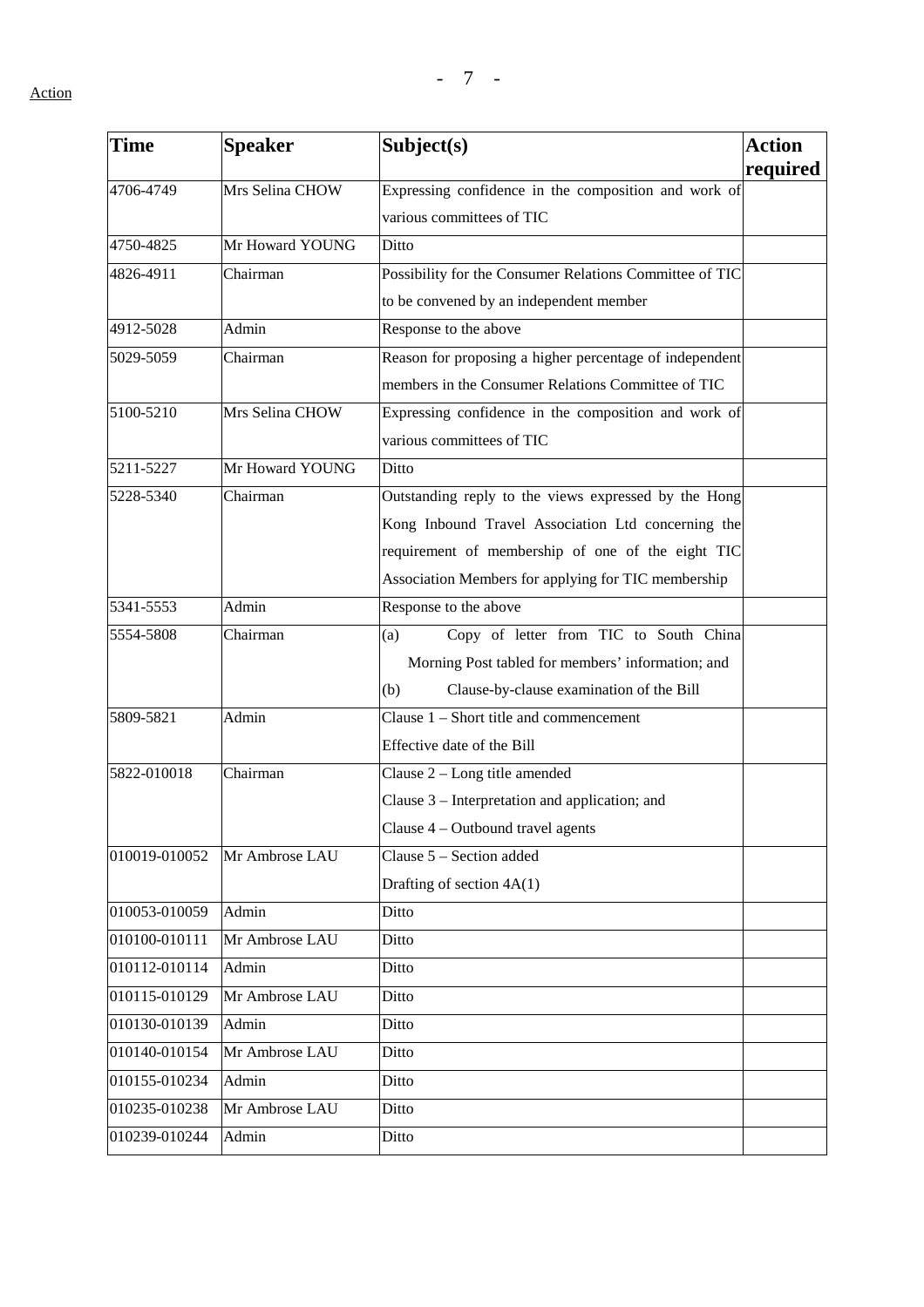Action

| Time | Speaker | Subject(s) | Action required |
|---|---|---|---|
| 4706-4749 | Mrs Selina CHOW | Expressing confidence in the composition and work of various committees of TIC | |
| 4750-4825 | Mr Howard YOUNG | Ditto | |
| 4826-4911 | Chairman | Possibility for the Consumer Relations Committee of TIC to be convened by an independent member | |
| 4912-5028 | Admin | Response to the above | |
| 5029-5059 | Chairman | Reason for proposing a higher percentage of independent members in the Consumer Relations Committee of TIC | |
| 5100-5210 | Mrs Selina CHOW | Expressing confidence in the composition and work of various committees of TIC | |
| 5211-5227 | Mr Howard YOUNG | Ditto | |
| 5228-5340 | Chairman | Outstanding reply to the views expressed by the Hong Kong Inbound Travel Association Ltd concerning the requirement of membership of one of the eight TIC Association Members for applying for TIC membership | |
| 5341-5553 | Admin | Response to the above | |
| 5554-5808 | Chairman | (a) Copy of letter from TIC to South China Morning Post tabled for members' information; and (b) Clause-by-clause examination of the Bill | |
| 5809-5821 | Admin | Clause 1 – Short title and commencement Effective date of the Bill | |
| 5822-010018 | Chairman | Clause 2 – Long title amended Clause 3 – Interpretation and application; and Clause 4 – Outbound travel agents | |
| 010019-010052 | Mr Ambrose LAU | Clause 5 – Section added Drafting of section 4A(1) | |
| 010053-010059 | Admin | Ditto | |
| 010100-010111 | Mr Ambrose LAU | Ditto | |
| 010112-010114 | Admin | Ditto | |
| 010115-010129 | Mr Ambrose LAU | Ditto | |
| 010130-010139 | Admin | Ditto | |
| 010140-010154 | Mr Ambrose LAU | Ditto | |
| 010155-010234 | Admin | Ditto | |
| 010235-010238 | Mr Ambrose LAU | Ditto | |
| 010239-010244 | Admin | Ditto | |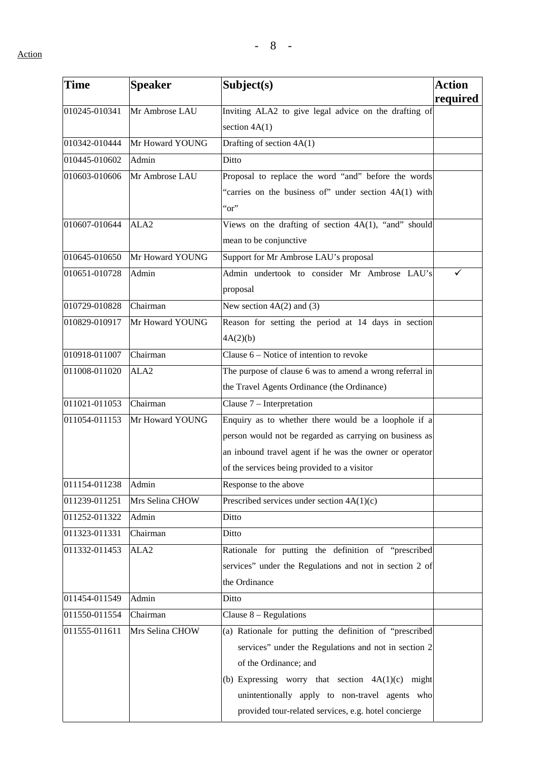Action

| Time | Speaker | Subject(s) | Action required |
|---|---|---|---|
| 010245-010341 | Mr Ambrose LAU | Inviting ALA2 to give legal advice on the drafting of section 4A(1) | |
| 010342-010444 | Mr Howard YOUNG | Drafting of section 4A(1) | |
| 010445-010602 | Admin | Ditto | |
| 010603-010606 | Mr Ambrose LAU | Proposal to replace the word "and" before the words "carries on the business of" under section 4A(1) with "or" | |
| 010607-010644 | ALA2 | Views on the drafting of section 4A(1), "and" should mean to be conjunctive | |
| 010645-010650 | Mr Howard YOUNG | Support for Mr Ambrose LAU's proposal | |
| 010651-010728 | Admin | Admin undertook to consider Mr Ambrose LAU's proposal | ✓ |
| 010729-010828 | Chairman | New section 4A(2) and (3) | |
| 010829-010917 | Mr Howard YOUNG | Reason for setting the period at 14 days in section 4A(2)(b) | |
| 010918-011007 | Chairman | Clause 6 – Notice of intention to revoke | |
| 011008-011020 | ALA2 | The purpose of clause 6 was to amend a wrong referral in the Travel Agents Ordinance (the Ordinance) | |
| 011021-011053 | Chairman | Clause 7 – Interpretation | |
| 011054-011153 | Mr Howard YOUNG | Enquiry as to whether there would be a loophole if a person would not be regarded as carrying on business as an inbound travel agent if he was the owner or operator of the services being provided to a visitor | |
| 011154-011238 | Admin | Response to the above | |
| 011239-011251 | Mrs Selina CHOW | Prescribed services under section 4A(1)(c) | |
| 011252-011322 | Admin | Ditto | |
| 011323-011331 | Chairman | Ditto | |
| 011332-011453 | ALA2 | Rationale for putting the definition of "prescribed services" under the Regulations and not in section 2 of the Ordinance | |
| 011454-011549 | Admin | Ditto | |
| 011550-011554 | Chairman | Clause 8 – Regulations | |
| 011555-011611 | Mrs Selina CHOW | (a) Rationale for putting the definition of "prescribed services" under the Regulations and not in section 2 of the Ordinance; and<br>(b) Expressing worry that section 4A(1)(c) might unintentionally apply to non-travel agents who provided tour-related services, e.g. hotel concierge | |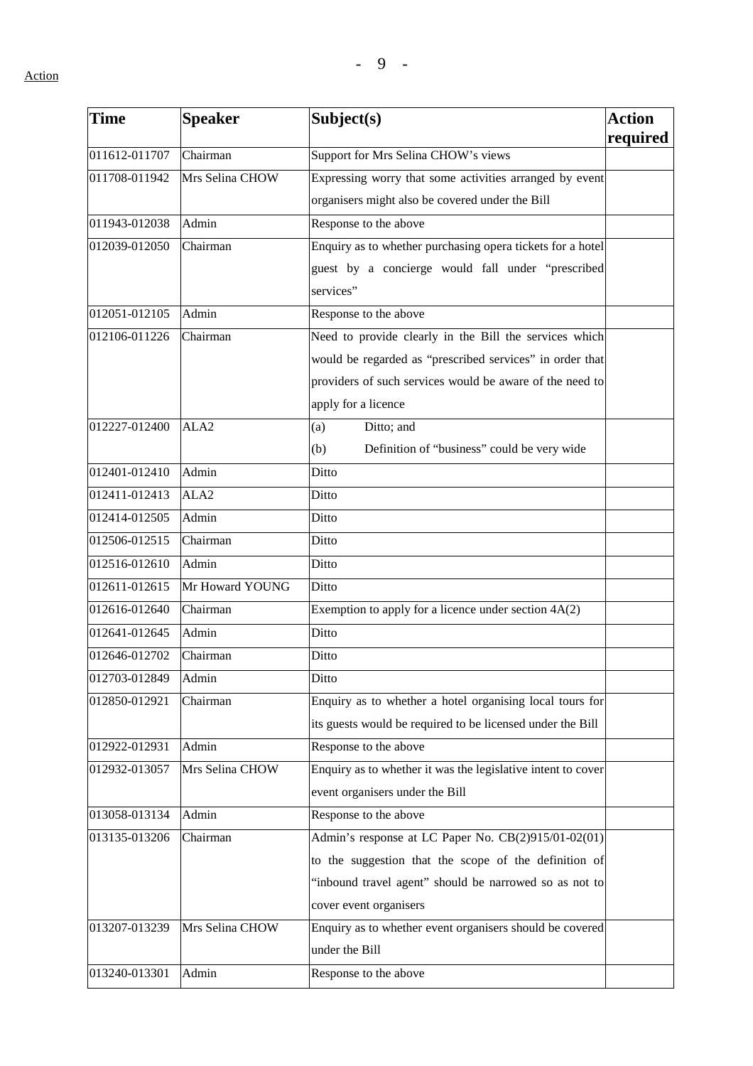Action

| Time | Speaker | Subject(s) | Action required |
|---|---|---|---|
| 011612-011707 | Chairman | Support for Mrs Selina CHOW's views | |
| 011708-011942 | Mrs Selina CHOW | Expressing worry that some activities arranged by event organisers might also be covered under the Bill | |
| 011943-012038 | Admin | Response to the above | |
| 012039-012050 | Chairman | Enquiry as to whether purchasing opera tickets for a hotel guest by a concierge would fall under "prescribed services" | |
| 012051-012105 | Admin | Response to the above | |
| 012106-011226 | Chairman | Need to provide clearly in the Bill the services which would be regarded as "prescribed services" in order that providers of such services would be aware of the need to apply for a licence | |
| 012227-012400 | ALA2 | (a) Ditto; and<br>(b) Definition of "business" could be very wide | |
| 012401-012410 | Admin | Ditto | |
| 012411-012413 | ALA2 | Ditto | |
| 012414-012505 | Admin | Ditto | |
| 012506-012515 | Chairman | Ditto | |
| 012516-012610 | Admin | Ditto | |
| 012611-012615 | Mr Howard YOUNG | Ditto | |
| 012616-012640 | Chairman | Exemption to apply for a licence under section 4A(2) | |
| 012641-012645 | Admin | Ditto | |
| 012646-012702 | Chairman | Ditto | |
| 012703-012849 | Admin | Ditto | |
| 012850-012921 | Chairman | Enquiry as to whether a hotel organising local tours for its guests would be required to be licensed under the Bill | |
| 012922-012931 | Admin | Response to the above | |
| 012932-013057 | Mrs Selina CHOW | Enquiry as to whether it was the legislative intent to cover event organisers under the Bill | |
| 013058-013134 | Admin | Response to the above | |
| 013135-013206 | Chairman | Admin's response at LC Paper No. CB(2)915/01-02(01) to the suggestion that the scope of the definition of "inbound travel agent" should be narrowed so as not to cover event organisers | |
| 013207-013239 | Mrs Selina CHOW | Enquiry as to whether event organisers should be covered under the Bill | |
| 013240-013301 | Admin | Response to the above | |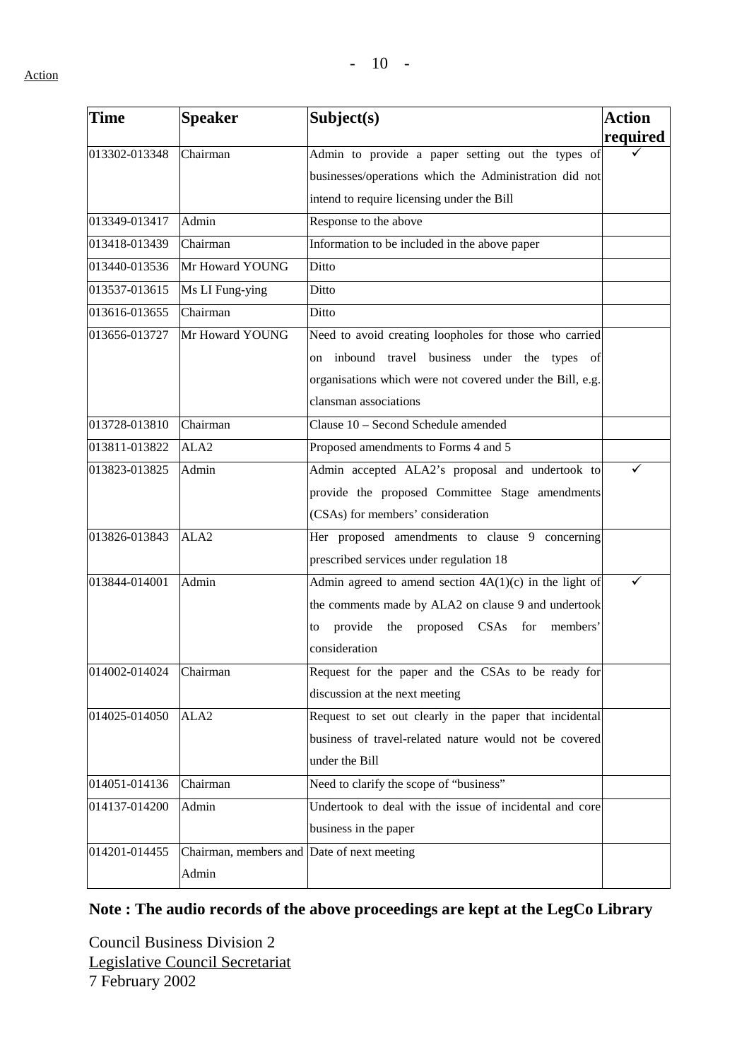Action

| Time | Speaker | Subject(s) | Action required |
|---|---|---|---|
| 013302-013348 | Chairman | Admin to provide a paper setting out the types of businesses/operations which the Administration did not intend to require licensing under the Bill | ✓ |
| 013349-013417 | Admin | Response to the above | |
| 013418-013439 | Chairman | Information to be included in the above paper | |
| 013440-013536 | Mr Howard YOUNG | Ditto | |
| 013537-013615 | Ms LI Fung-ying | Ditto | |
| 013616-013655 | Chairman | Ditto | |
| 013656-013727 | Mr Howard YOUNG | Need to avoid creating loopholes for those who carried on inbound travel business under the types of organisations which were not covered under the Bill, e.g. clansman associations | |
| 013728-013810 | Chairman | Clause 10 – Second Schedule amended | |
| 013811-013822 | ALA2 | Proposed amendments to Forms 4 and 5 | |
| 013823-013825 | Admin | Admin accepted ALA2's proposal and undertook to provide the proposed Committee Stage amendments (CSAs) for members' consideration | ✓ |
| 013826-013843 | ALA2 | Her proposed amendments to clause 9 concerning prescribed services under regulation 18 | |
| 013844-014001 | Admin | Admin agreed to amend section 4A(1)(c) in the light of the comments made by ALA2 on clause 9 and undertook to provide the proposed CSAs for members' consideration | ✓ |
| 014002-014024 | Chairman | Request for the paper and the CSAs to be ready for discussion at the next meeting | |
| 014025-014050 | ALA2 | Request to set out clearly in the paper that incidental business of travel-related nature would not be covered under the Bill | |
| 014051-014136 | Chairman | Need to clarify the scope of "business" | |
| 014137-014200 | Admin | Undertook to deal with the issue of incidental and core business in the paper | |
| 014201-014455 | Chairman, members and Admin | Date of next meeting | |

**Note : The audio records of the above proceedings are kept at the LegCo Library**

Council Business Division 2
Legislative Council Secretariat
7 February 2002